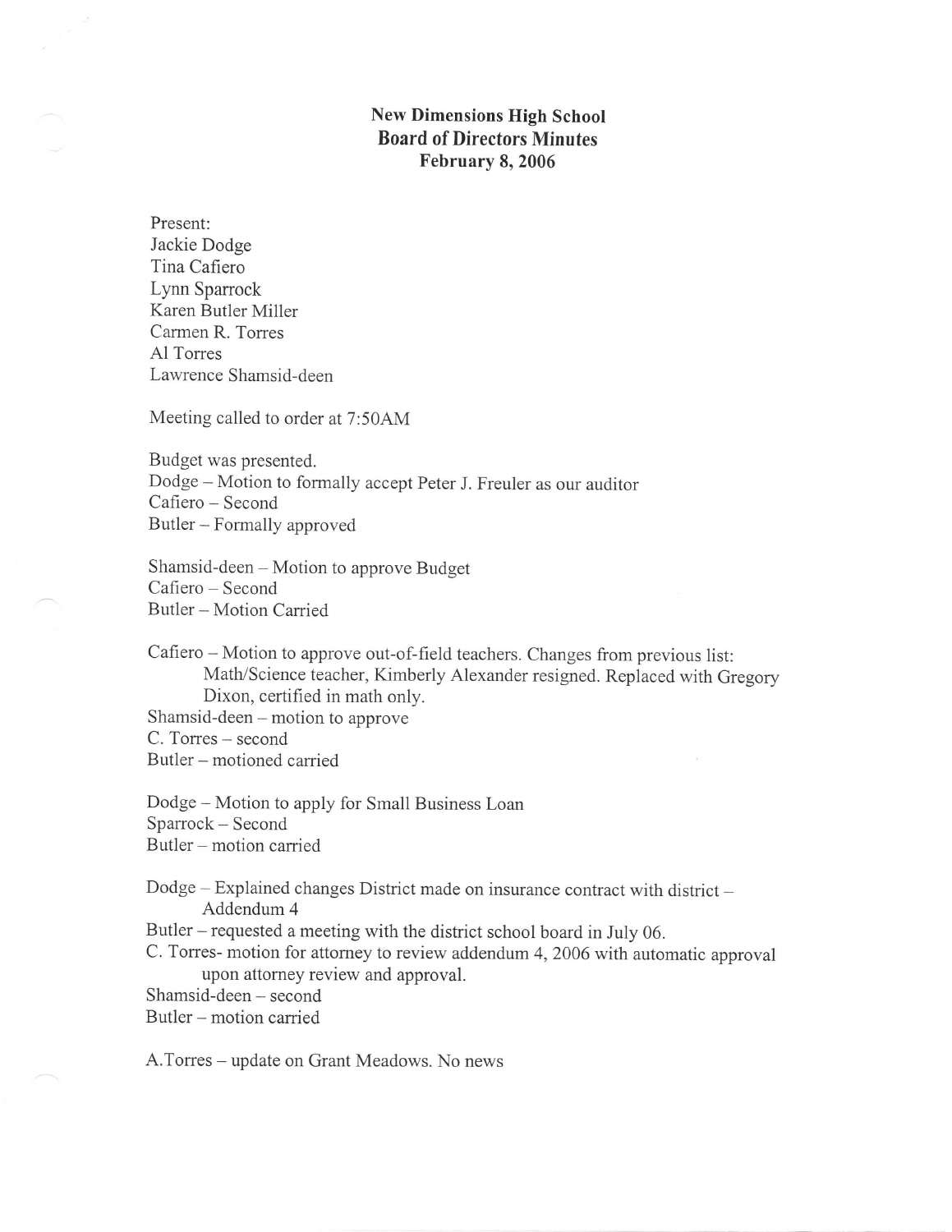# New Dimensions High School
## Board of Directors Minutes
### February 8, 2006

Present:
Jackie Dodge
Tina Cafiero
Lynn Sparrock
Karen Butler Miller
Carmen R. Torres
Al Torres
Lawrence Shamsid-deen

Meeting called to order at 7:50AM

Budget was presented.
Dodge – Motion to formally accept Peter J. Freuler as our auditor
Cafiero – Second
Butler – Formally approved

Shamsid-deen – Motion to approve Budget
Cafiero – Second
Butler – Motion Carried

Cafiero – Motion to approve out-of-field teachers. Changes from previous list:
Math/Science teacher, Kimberly Alexander resigned. Replaced with Gregory Dixon, certified in math only.
Shamsid-deen – motion to approve
C. Torres – second
Butler – motioned carried

Dodge – Motion to apply for Small Business Loan
Sparrock – Second
Butler – motion carried

Dodge – Explained changes District made on insurance contract with district – Addendum 4
Butler – requested a meeting with the district school board in July 06.
C. Torres- motion for attorney to review addendum 4, 2006 with automatic approval upon attorney review and approval.
Shamsid-deen – second
Butler – motion carried

A.Torres – update on Grant Meadows. No news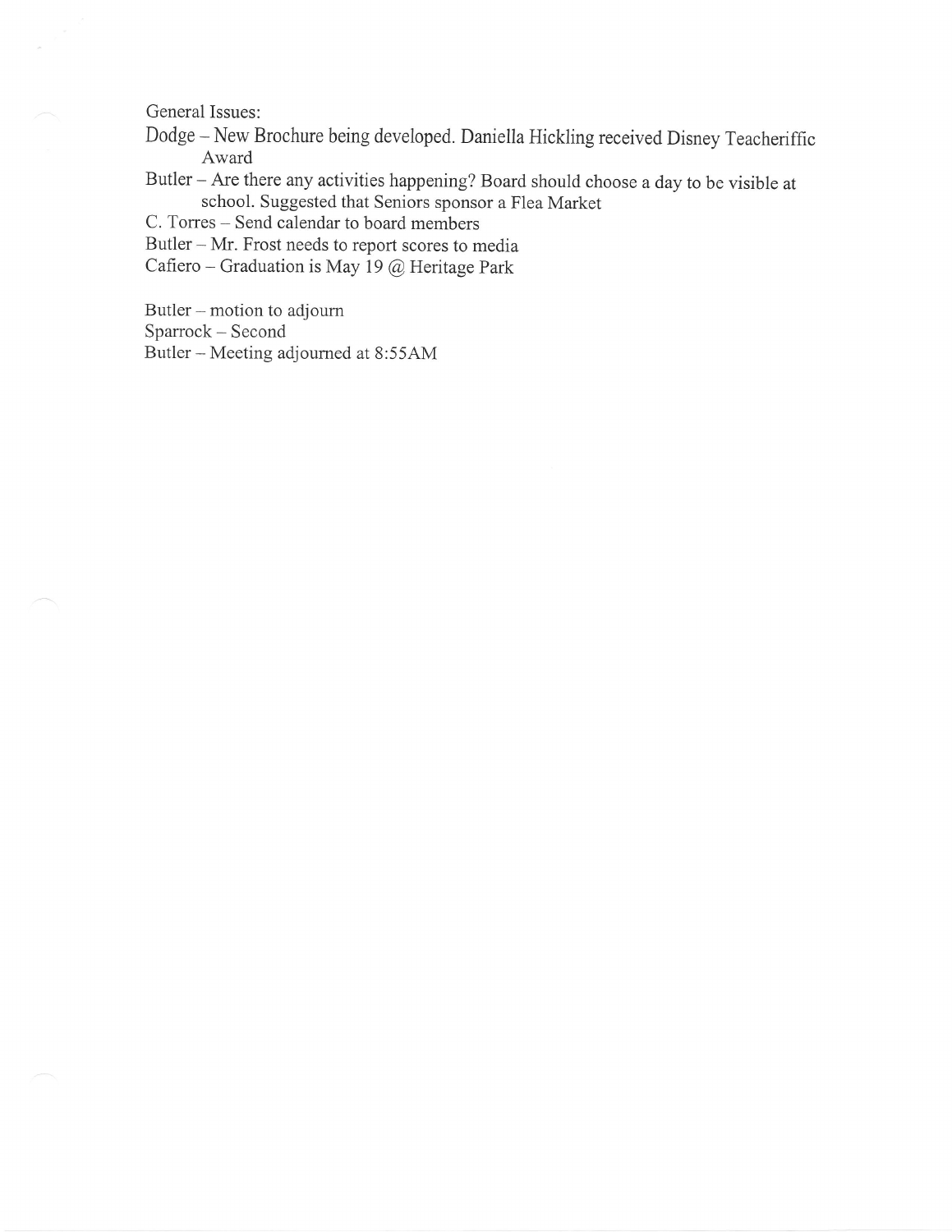General Issues:

Dodge – New Brochure being developed. Daniella Hickling received Disney Teacheriffic Award

Butler – Are there any activities happening? Board should choose a day to be visible at school. Suggested that Seniors sponsor a Flea Market

C. Torres – Send calendar to board members

Butler – Mr. Frost needs to report scores to media

Cafiero – Graduation is May 19 @ Heritage Park

Butler – motion to adjourn

Sparrock – Second

Butler – Meeting adjourned at 8:55AM